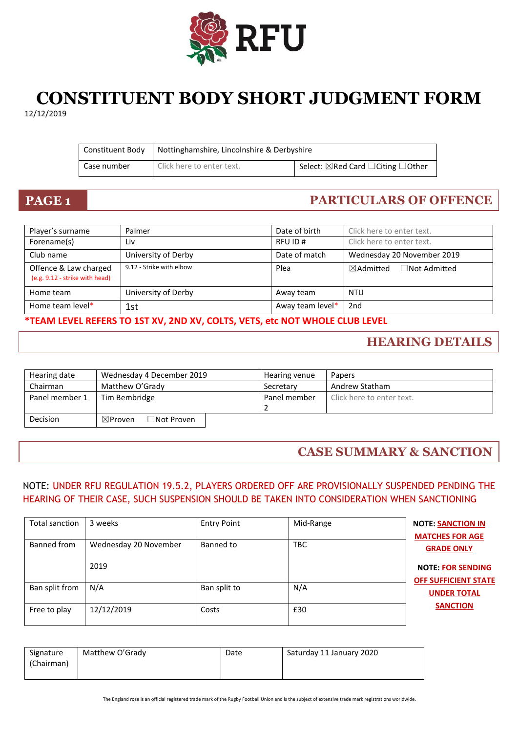RFU

# CONSTITUENT BODY SHORT JUDGMENT FORM

12/12/2019

| Constituent Body | Nottinghamshire, Lincolnshire & Derbyshire | |
|---|---|---|
| Case number | Click here to enter text. | Select: ☒Red Card ☐Citing ☐Other |

## PAGE 1 PARTICULARS OF OFFENCE

| Player's surname | Palmer | Date of birth | Click here to enter text. |
|---|---|---|---|
| Forename(s) | Liv | RFU ID # | Click here to enter text. |
| Club name | University of Derby | Date of match | Wednesday 20 November 2019 |
| Offence & Law charged (e.g. 9.12 - strike with head) | 9.12 - Strike with elbow | Plea | ☒Admitted ☐Not Admitted |
| Home team | University of Derby | Away team | NTU |
| Home team level* | 1st | Away team level* | 2nd |

**\*TEAM LEVEL REFERS TO 1ST XV, 2ND XV, COLTS, VETS, etc NOT WHOLE CLUB LEVEL**

## HEARING DETAILS

| Hearing date | Wednesday 4 December 2019 | Hearing venue | Papers |
|---|---|---|---|
| Chairman | Matthew O'Grady | Secretary | Andrew Statham |
| Panel member 1 | Tim Bembridge | Panel member 2 | Click here to enter text. |
| Decision | ☒Proven ☐Not Proven | | |

## CASE SUMMARY & SANCTION

NOTE: UNDER RFU REGULATION 19.5.2, PLAYERS ORDERED OFF ARE PROVISIONALLY SUSPENDED PENDING THE HEARING OF THEIR CASE, SUCH SUSPENSION SHOULD BE TAKEN INTO CONSIDERATION WHEN SANCTIONING

| Total sanction | 3 weeks | Entry Point | Mid-Range |
|---|---|---|---|
| Banned from | Wednesday 20 November 2019 | Banned to | TBC |
| Ban split from | N/A | Ban split to | N/A |
| Free to play | 12/12/2019 | Costs | £30 |

**NOTE: SANCTION IN MATCHES FOR AGE GRADE ONLY**

**NOTE: FOR SENDING OFF SUFFICIENT STATE UNDER TOTAL SANCTION**

| Signature (Chairman) | Matthew O'Grady | Date | Saturday 11 January 2020 |
|---|---|---|---|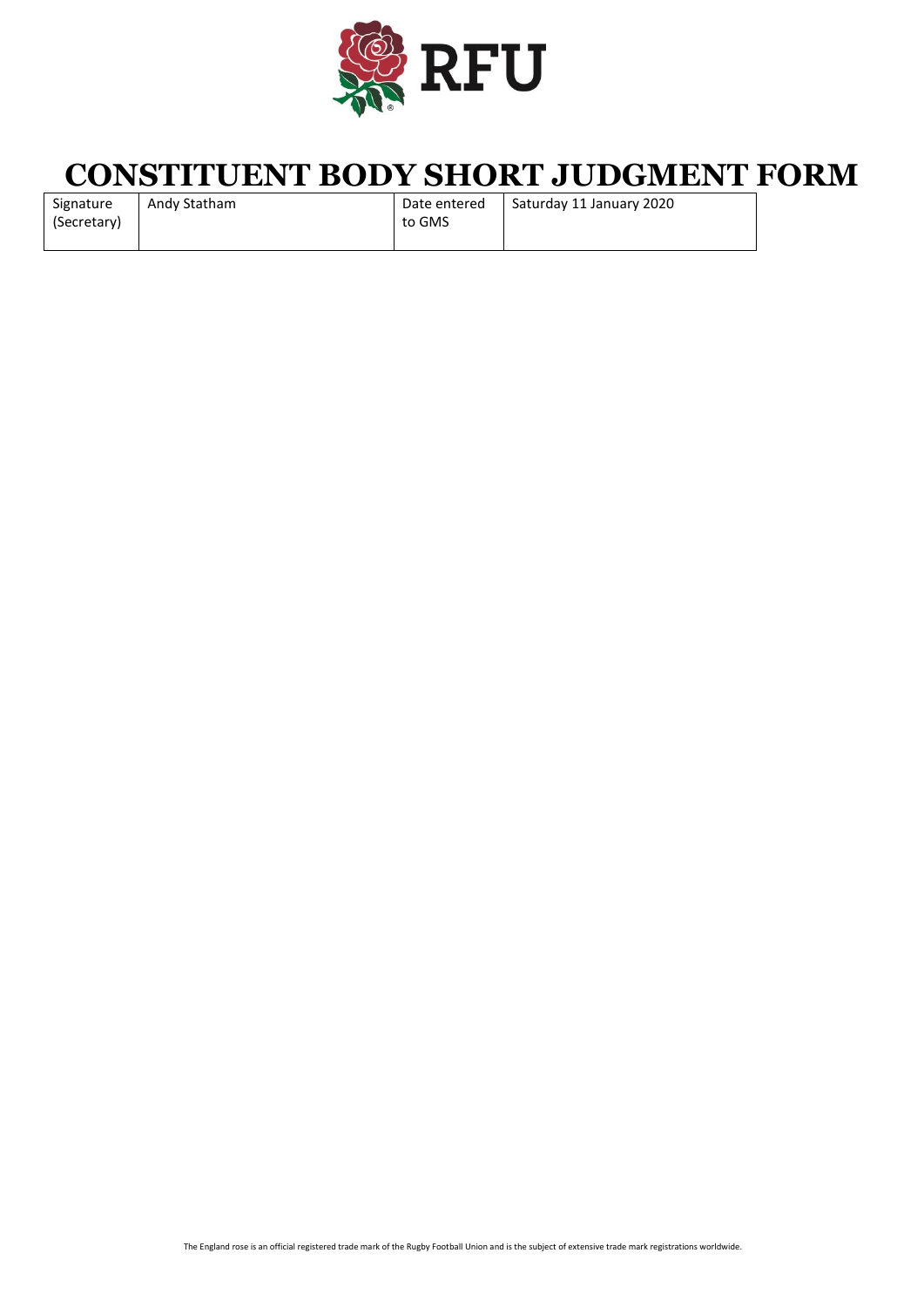# CONSTITUENT BODY SHORT JUDGMENT FORM

| Signature (Secretary) | Andy Statham | Date entered to GMS | Saturday 11 January 2020 |
|---|---|---|---|

The England rose is an official registered trade mark of the Rugby Football Union and is the subject of extensive trade mark registrations worldwide.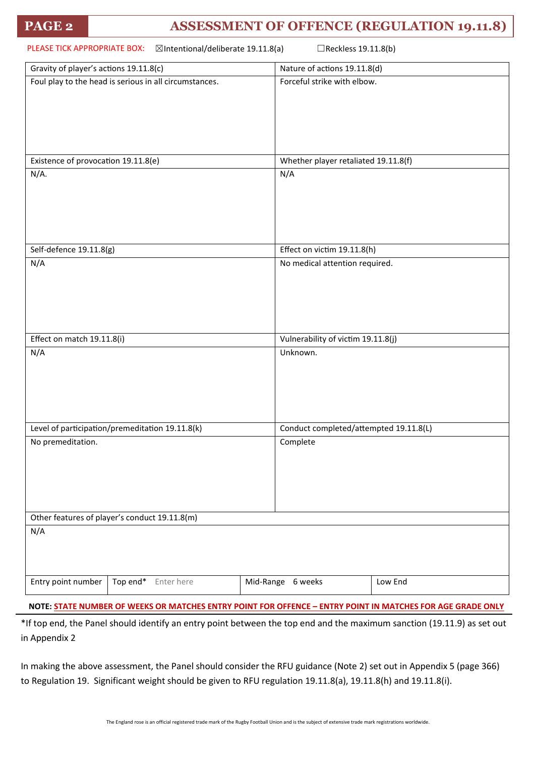## PAGE 2 ASSESSMENT OF OFFENCE (REGULATION 19.11.8)

PLEASE TICK APPROPRIATE BOX: ☒Intentional/deliberate 19.11.8(a) ☐Reckless 19.11.8(b)

| Gravity of player's actions 19.11.8(c) | Nature of actions 19.11.8(d) |
|---|---|
| Foul play to the head is serious in all circumstances. | Forceful strike with elbow. |
| **Existence of provocation 19.11.8(e)** | **Whether player retaliated 19.11.8(f)** |
| N/A. | N/A |
| **Self-defence 19.11.8(g)** | **Effect on victim 19.11.8(h)** |
| N/A | No medical attention required. |
| **Effect on match 19.11.8(i)** | **Vulnerability of victim 19.11.8(j)** |
| N/A | Unknown. |
| **Level of participation/premeditation 19.11.8(k)** | **Conduct completed/attempted 19.11.8(L)** |
| No premeditation. | Complete |
| **Other features of player's conduct 19.11.8(m)** | |
| N/A | |

| Entry point number | Top end* | Mid-Range | Low End |
|---|---|---|---|
| | Enter here | 6 weeks | |

**NOTE: STATE NUMBER OF WEEKS OR MATCHES ENTRY POINT FOR OFFENCE – ENTRY POINT IN MATCHES FOR AGE GRADE ONLY**

*If top end, the Panel should identify an entry point between the top end and the maximum sanction (19.11.9) as set out in Appendix 2

In making the above assessment, the Panel should consider the RFU guidance (Note 2) set out in Appendix 5 (page 366) to Regulation 19. Significant weight should be given to RFU regulation 19.11.8(a), 19.11.8(h) and 19.11.8(i).

The England rose is an official registered trade mark of the Rugby Football Union and is the subject of extensive trade mark registrations worldwide.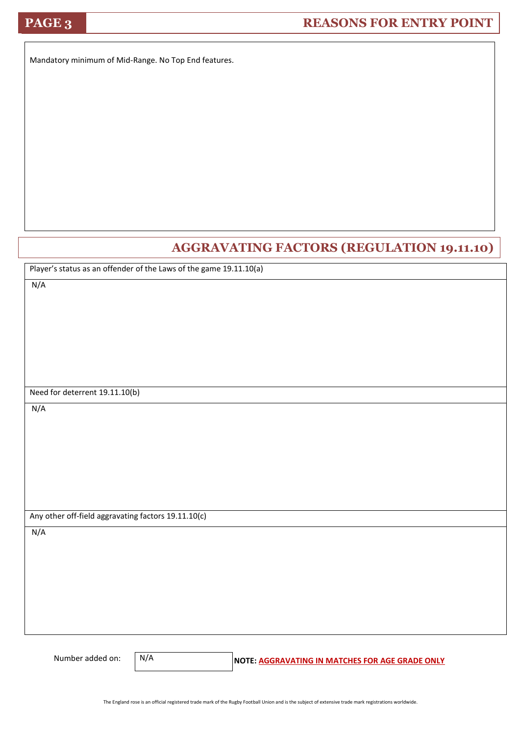## PAGE 3 — REASONS FOR ENTRY POINT

Mandatory minimum of Mid-Range. No Top End features.

## AGGRAVATING FACTORS (REGULATION 19.11.10)

| Player's status as an offender of the Laws of the game 19.11.10(a) |
|---|
| N/A |

| Need for deterrent 19.11.10(b) |
|---|
| N/A |

| Any other off-field aggravating factors 19.11.10(c) |
|---|
| N/A |

Number added on: N/A

**NOTE: AGGRAVATING IN MATCHES FOR AGE GRADE ONLY**

The England rose is an official registered trade mark of the Rugby Football Union and is the subject of extensive trade mark registrations worldwide.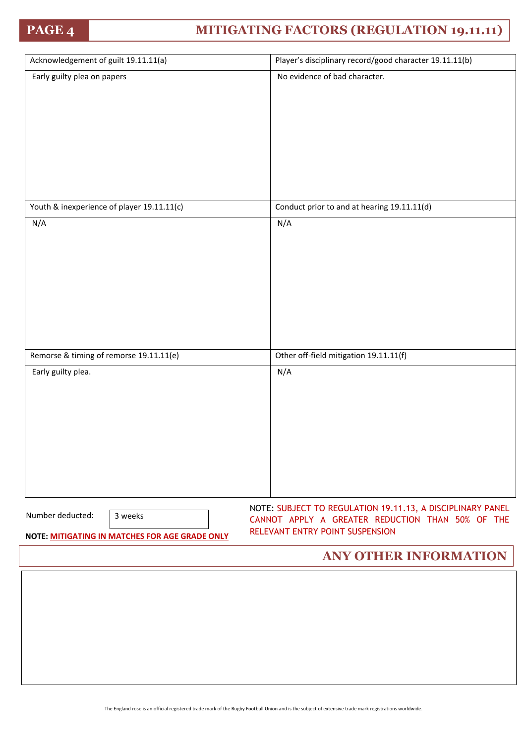## PAGE 4 MITIGATING FACTORS (REGULATION 19.11.11)

| Acknowledgement of guilt 19.11.11(a) | Player's disciplinary record/good character 19.11.11(b) |
|---|---|
| Early guilty plea on papers | No evidence of bad character. |
| **Youth & inexperience of player 19.11.11(c)** | **Conduct prior to and at hearing 19.11.11(d)** |
| N/A | N/A |
| **Remorse & timing of remorse 19.11.11(e)** | **Other off-field mitigation 19.11.11(f)** |
| Early guilty plea. | N/A |

Number deducted: 3 weeks

**NOTE: MITIGATING IN MATCHES FOR AGE GRADE ONLY**

NOTE: SUBJECT TO REGULATION 19.11.13, A DISCIPLINARY PANEL CANNOT APPLY A GREATER REDUCTION THAN 50% OF THE RELEVANT ENTRY POINT SUSPENSION

## ANY OTHER INFORMATION

The England rose is an official registered trade mark of the Rugby Football Union and is the subject of extensive trade mark registrations worldwide.